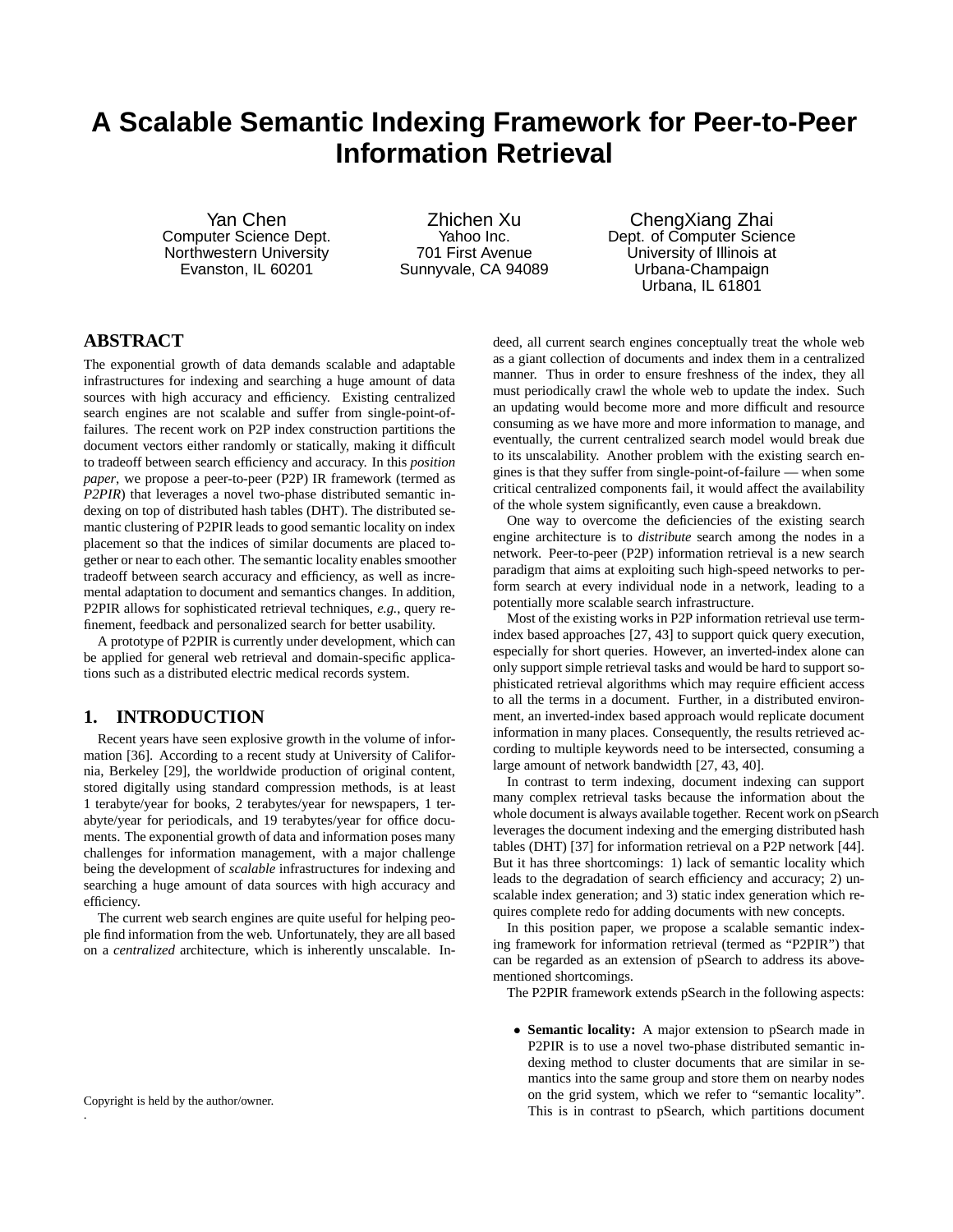# A Scalable Semantic Indexing Framework for Peer-to-Peer Information Retrieval

Yan Chen
Computer Science Dept.
Northwestern University
Evanston, IL 60201

Zhichen Xu
Yahoo Inc.
701 First Avenue
Sunnyvale, CA 94089

ChengXiang Zhai
Dept. of Computer Science
University of Illinois at Urbana-Champaign
Urbana, IL 61801

## ABSTRACT

The exponential growth of data demands scalable and adaptable infrastructures for indexing and searching a huge amount of data sources with high accuracy and efficiency. Existing centralized search engines are not scalable and suffer from single-point-of-failures. The recent work on P2P index construction partitions the document vectors either randomly or statically, making it difficult to tradeoff between search efficiency and accuracy. In this *position paper*, we propose a peer-to-peer (P2P) IR framework (termed as *P2PIR*) that leverages a novel two-phase distributed semantic indexing on top of distributed hash tables (DHT). The distributed semantic clustering of P2PIR leads to good semantic locality on index placement so that the indices of similar documents are placed together or near to each other. The semantic locality enables smoother tradeoff between search accuracy and efficiency, as well as incremental adaptation to document and semantics changes. In addition, P2PIR allows for sophisticated retrieval techniques, *e.g.*, query refinement, feedback and personalized search for better usability.

A prototype of P2PIR is currently under development, which can be applied for general web retrieval and domain-specific applications such as a distributed electric medical records system.

## 1. INTRODUCTION

Recent years have seen explosive growth in the volume of information [36]. According to a recent study at University of California, Berkeley [29], the worldwide production of original content, stored digitally using standard compression methods, is at least 1 terabyte/year for books, 2 terabytes/year for newspapers, 1 terabyte/year for periodicals, and 19 terabytes/year for office documents. The exponential growth of data and information poses many challenges for information management, with a major challenge being the development of *scalable* infrastructures for indexing and searching a huge amount of data sources with high accuracy and efficiency.

The current web search engines are quite useful for helping people find information from the web. Unfortunately, they are all based on a *centralized* architecture, which is inherently unscalable. Indeed, all current search engines conceptually treat the whole web as a giant collection of documents and index them in a centralized manner. Thus in order to ensure freshness of the index, they all must periodically crawl the whole web to update the index. Such an updating would become more and more difficult and resource consuming as we have more and more information to manage, and eventually, the current centralized search model would break due to its unscalability. Another problem with the existing search engines is that they suffer from single-point-of-failure — when some critical centralized components fail, it would affect the availability of the whole system significantly, even cause a breakdown.

One way to overcome the deficiencies of the existing search engine architecture is to *distribute* search among the nodes in a network. Peer-to-peer (P2P) information retrieval is a new search paradigm that aims at exploiting such high-speed networks to perform search at every individual node in a network, leading to a potentially more scalable search infrastructure.

Most of the existing works in P2P information retrieval use term-index based approaches [27, 43] to support quick query execution, especially for short queries. However, an inverted-index alone can only support simple retrieval tasks and would be hard to support sophisticated retrieval algorithms which may require efficient access to all the terms in a document. Further, in a distributed environment, an inverted-index based approach would replicate document information in many places. Consequently, the results retrieved according to multiple keywords need to be intersected, consuming a large amount of network bandwidth [27, 43, 40].

In contrast to term indexing, document indexing can support many complex retrieval tasks because the information about the whole document is always available together. Recent work on pSearch leverages the document indexing and the emerging distributed hash tables (DHT) [37] for information retrieval on a P2P network [44]. But it has three shortcomings: 1) lack of semantic locality which leads to the degradation of search efficiency and accuracy; 2) unscalable index generation; and 3) static index generation which requires complete redo for adding documents with new concepts.

In this position paper, we propose a scalable semantic indexing framework for information retrieval (termed as "P2PIR") that can be regarded as an extension of pSearch to address its above-mentioned shortcomings.

The P2PIR framework extends pSearch in the following aspects:

- **Semantic locality:** A major extension to pSearch made in P2PIR is to use a novel two-phase distributed semantic indexing method to cluster documents that are similar in semantics into the same group and store them on nearby nodes on the grid system, which we refer to "semantic locality". This is in contrast to pSearch, which partitions document

Copyright is held by the author/owner.
.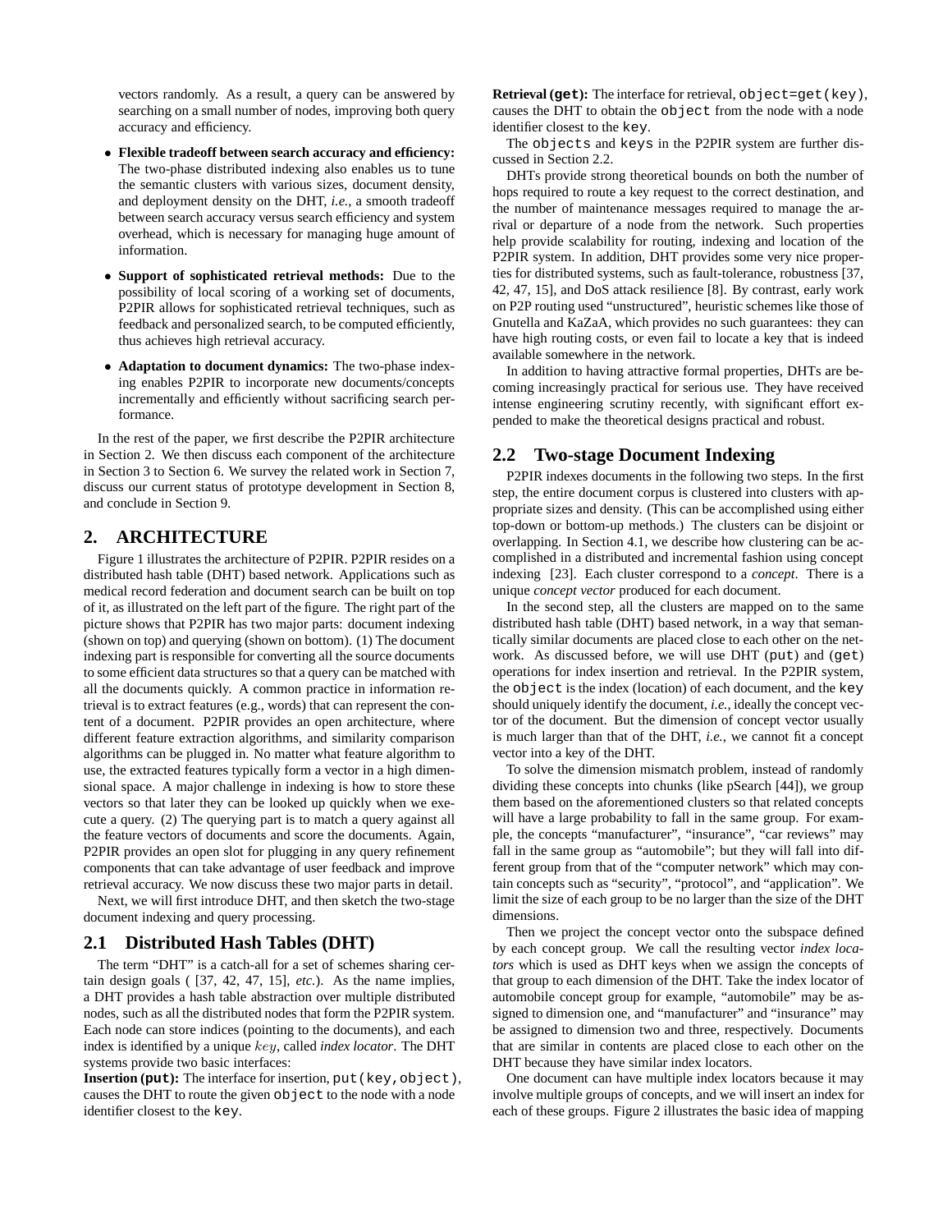vectors randomly. As a result, a query can be answered by searching on a small number of nodes, improving both query accuracy and efficiency.

- **Flexible tradeoff between search accuracy and efficiency:** The two-phase distributed indexing also enables us to tune the semantic clusters with various sizes, document density, and deployment density on the DHT, *i.e.*, a smooth tradeoff between search accuracy versus search efficiency and system overhead, which is necessary for managing huge amount of information.
- **Support of sophisticated retrieval methods:** Due to the possibility of local scoring of a working set of documents, P2PIR allows for sophisticated retrieval techniques, such as feedback and personalized search, to be computed efficiently, thus achieves high retrieval accuracy.
- **Adaptation to document dynamics:** The two-phase indexing enables P2PIR to incorporate new documents/concepts incrementally and efficiently without sacrificing search performance.

In the rest of the paper, we first describe the P2PIR architecture in Section 2. We then discuss each component of the architecture in Section 3 to Section 6. We survey the related work in Section 7, discuss our current status of prototype development in Section 8, and conclude in Section 9.

## 2. ARCHITECTURE

Figure 1 illustrates the architecture of P2PIR. P2PIR resides on a distributed hash table (DHT) based network. Applications such as medical record federation and document search can be built on top of it, as illustrated on the left part of the figure. The right part of the picture shows that P2PIR has two major parts: document indexing (shown on top) and querying (shown on bottom). (1) The document indexing part is responsible for converting all the source documents to some efficient data structures so that a query can be matched with all the documents quickly. A common practice in information retrieval is to extract features (e.g., words) that can represent the content of a document. P2PIR provides an open architecture, where different feature extraction algorithms, and similarity comparison algorithms can be plugged in. No matter what feature algorithm to use, the extracted features typically form a vector in a high dimensional space. A major challenge in indexing is how to store these vectors so that later they can be looked up quickly when we execute a query. (2) The querying part is to match a query against all the feature vectors of documents and score the documents. Again, P2PIR provides an open slot for plugging in any query refinement components that can take advantage of user feedback and improve retrieval accuracy. We now discuss these two major parts in detail.

Next, we will first introduce DHT, and then sketch the two-stage document indexing and query processing.

### 2.1 Distributed Hash Tables (DHT)

The term "DHT" is a catch-all for a set of schemes sharing certain design goals ( [37, 42, 47, 15], *etc.*). As the name implies, a DHT provides a hash table abstraction over multiple distributed nodes, such as all the distributed nodes that form the P2PIR system. Each node can store indices (pointing to the documents), and each index is identified by a unique $key$, called *index locator*. The DHT systems provide two basic interfaces:

**Insertion (`put`):** The interface for insertion, `put(key,object)`, causes the DHT to route the given `object` to the node with a node identifier closest to the `key`.

**Retrieval (`get`):** The interface for retrieval, `object=get(key)`, causes the DHT to obtain the `object` from the node with a node identifier closest to the `key`.

The `objects` and `keys` in the P2PIR system are further discussed in Section 2.2.

DHTs provide strong theoretical bounds on both the number of hops required to route a key request to the correct destination, and the number of maintenance messages required to manage the arrival or departure of a node from the network. Such properties help provide scalability for routing, indexing and location of the P2PIR system. In addition, DHT provides some very nice properties for distributed systems, such as fault-tolerance, robustness [37, 42, 47, 15], and DoS attack resilience [8]. By contrast, early work on P2P routing used "unstructured", heuristic schemes like those of Gnutella and KaZaA, which provides no such guarantees: they can have high routing costs, or even fail to locate a key that is indeed available somewhere in the network.

In addition to having attractive formal properties, DHTs are becoming increasingly practical for serious use. They have received intense engineering scrutiny recently, with significant effort expended to make the theoretical designs practical and robust.

### 2.2 Two-stage Document Indexing

P2PIR indexes documents in the following two steps. In the first step, the entire document corpus is clustered into clusters with appropriate sizes and density. (This can be accomplished using either top-down or bottom-up methods.) The clusters can be disjoint or overlapping. In Section 4.1, we describe how clustering can be accomplished in a distributed and incremental fashion using concept indexing [23]. Each cluster correspond to a *concept*. There is a unique *concept vector* produced for each document.

In the second step, all the clusters are mapped on to the same distributed hash table (DHT) based network, in a way that semantically similar documents are placed close to each other on the network. As discussed before, we will use DHT (`put`) and (`get`) operations for index insertion and retrieval. In the P2PIR system, the `object` is the index (location) of each document, and the `key` should uniquely identify the document, *i.e.*, ideally the concept vector of the document. But the dimension of concept vector usually is much larger than that of the DHT, *i.e.*, we cannot fit a concept vector into a key of the DHT.

To solve the dimension mismatch problem, instead of randomly dividing these concepts into chunks (like pSearch [44]), we group them based on the aforementioned clusters so that related concepts will have a large probability to fall in the same group. For example, the concepts "manufacturer", "insurance", "car reviews" may fall in the same group as "automobile"; but they will fall into different group from that of the "computer network" which may contain concepts such as "security", "protocol", and "application". We limit the size of each group to be no larger than the size of the DHT dimensions.

Then we project the concept vector onto the subspace defined by each concept group. We call the resulting vector *index locators* which is used as DHT keys when we assign the concepts of that group to each dimension of the DHT. Take the index locator of automobile concept group for example, "automobile" may be assigned to dimension one, and "manufacturer" and "insurance" may be assigned to dimension two and three, respectively. Documents that are similar in contents are placed close to each other on the DHT because they have similar index locators.

One document can have multiple index locators because it may involve multiple groups of concepts, and we will insert an index for each of these groups. Figure 2 illustrates the basic idea of mapping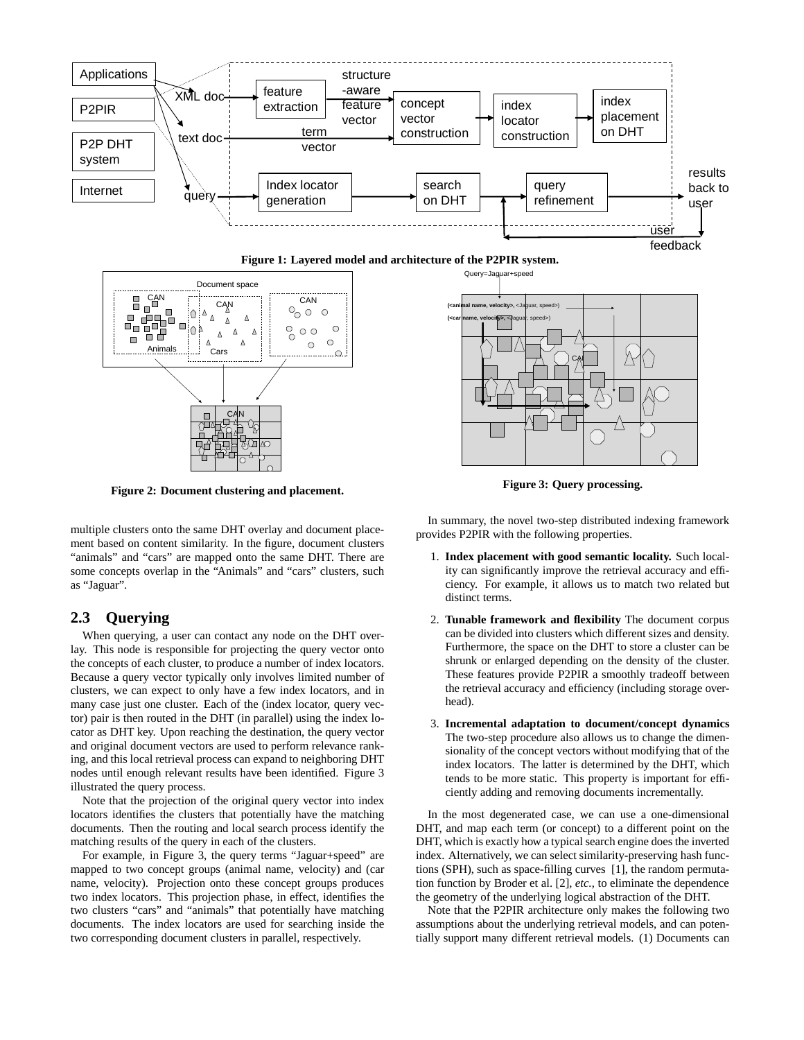Figure 1: Layered model and architecture of the P2PIR system.

Figure 2: Document clustering and placement.

Figure 3: Query processing.

multiple clusters onto the same DHT overlay and document placement based on content similarity. In the figure, document clusters "animals" and "cars" are mapped onto the same DHT. There are some concepts overlap in the "Animals" and "cars" clusters, such as "Jaguar".

## 2.3 Querying

When querying, a user can contact any node on the DHT overlay. This node is responsible for projecting the query vector onto the concepts of each cluster, to produce a number of index locators. Because a query vector typically only involves limited number of clusters, we can expect to only have a few index locators, and in many case just one cluster. Each of the (index locator, query vector) pair is then routed in the DHT (in parallel) using the index locator as DHT key. Upon reaching the destination, the query vector and original document vectors are used to perform relevance ranking, and this local retrieval process can expand to neighboring DHT nodes until enough relevant results have been identified. Figure 3 illustrated the query process.

Note that the projection of the original query vector into index locators identifies the clusters that potentially have the matching documents. Then the routing and local search process identify the matching results of the query in each of the clusters.

For example, in Figure 3, the query terms "Jaguar+speed" are mapped to two concept groups (animal name, velocity) and (car name, velocity). Projection onto these concept groups produces two index locators. This projection phase, in effect, identifies the two clusters "cars" and "animals" that potentially have matching documents. The index locators are used for searching inside the two corresponding document clusters in parallel, respectively.

In summary, the novel two-step distributed indexing framework provides P2PIR with the following properties.

1. **Index placement with good semantic locality.** Such locality can significantly improve the retrieval accuracy and efficiency. For example, it allows us to match two related but distinct terms.
2. **Tunable framework and flexibility** The document corpus can be divided into clusters which different sizes and density. Furthermore, the space on the DHT to store a cluster can be shrunk or enlarged depending on the density of the cluster. These features provide P2PIR a smoothly tradeoff between the retrieval accuracy and efficiency (including storage overhead).
3. **Incremental adaptation to document/concept dynamics** The two-step procedure also allows us to change the dimensionality of the concept vectors without modifying that of the index locators. The latter is determined by the DHT, which tends to be more static. This property is important for efficiently adding and removing documents incrementally.

In the most degenerated case, we can use a one-dimensional DHT, and map each term (or concept) to a different point on the DHT, which is exactly how a typical search engine does the inverted index. Alternatively, we can select similarity-preserving hash functions (SPH), such as space-filling curves [1], the random permutation function by Broder et al. [2], *etc.*, to eliminate the dependence the geometry of the underlying logical abstraction of the DHT.

Note that the P2PIR architecture only makes the following two assumptions about the underlying retrieval models, and can potentially support many different retrieval models. (1) Documents can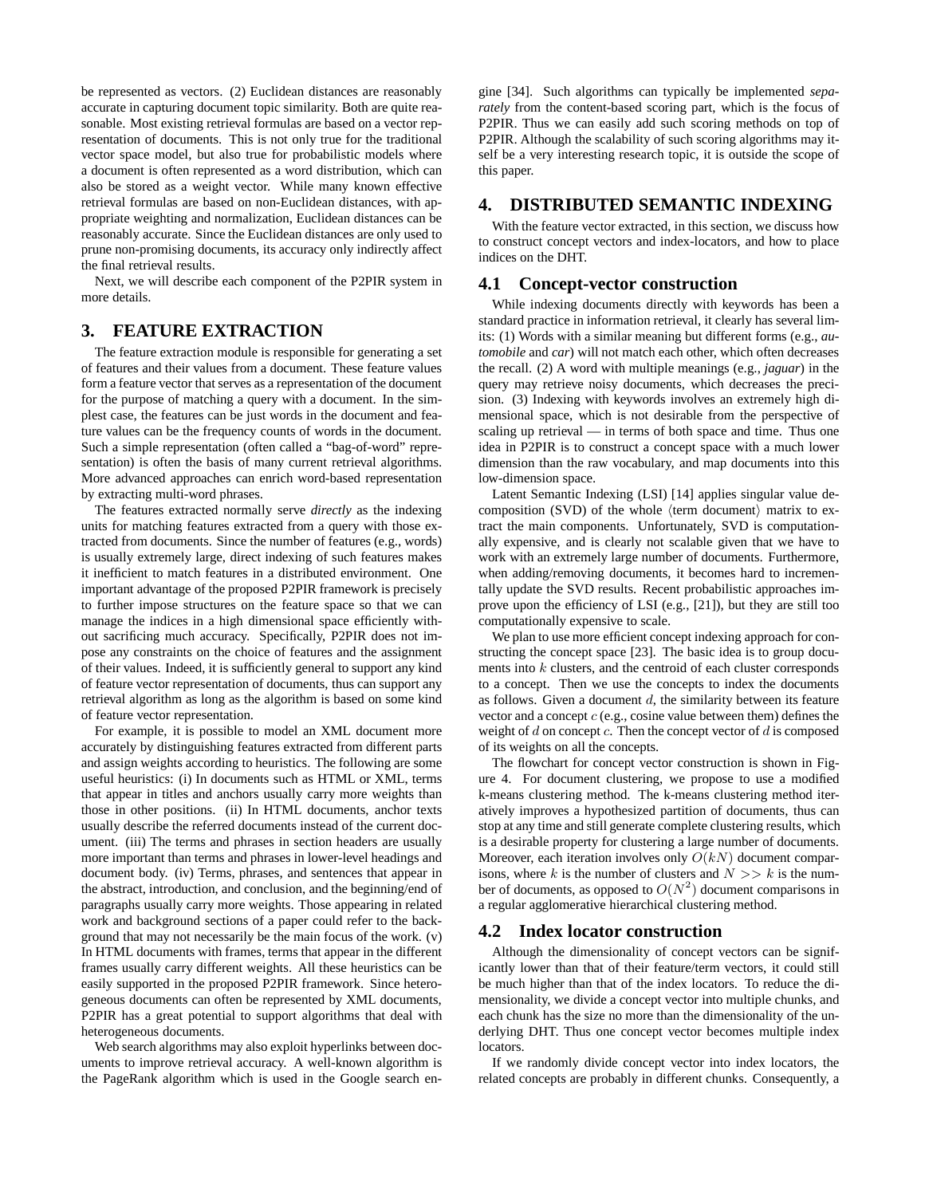be represented as vectors. (2) Euclidean distances are reasonably accurate in capturing document topic similarity. Both are quite reasonable. Most existing retrieval formulas are based on a vector representation of documents. This is not only true for the traditional vector space model, but also true for probabilistic models where a document is often represented as a word distribution, which can also be stored as a weight vector. While many known effective retrieval formulas are based on non-Euclidean distances, with appropriate weighting and normalization, Euclidean distances can be reasonably accurate. Since the Euclidean distances are only used to prune non-promising documents, its accuracy only indirectly affect the final retrieval results.

Next, we will describe each component of the P2PIR system in more details.

## 3. FEATURE EXTRACTION

The feature extraction module is responsible for generating a set of features and their values from a document. These feature values form a feature vector that serves as a representation of the document for the purpose of matching a query with a document. In the simplest case, the features can be just words in the document and feature values can be the frequency counts of words in the document. Such a simple representation (often called a "bag-of-word" representation) is often the basis of many current retrieval algorithms. More advanced approaches can enrich word-based representation by extracting multi-word phrases.

The features extracted normally serve *directly* as the indexing units for matching features extracted from a query with those extracted from documents. Since the number of features (e.g., words) is usually extremely large, direct indexing of such features makes it inefficient to match features in a distributed environment. One important advantage of the proposed P2PIR framework is precisely to further impose structures on the feature space so that we can manage the indices in a high dimensional space efficiently without sacrificing much accuracy. Specifically, P2PIR does not impose any constraints on the choice of features and the assignment of their values. Indeed, it is sufficiently general to support any kind of feature vector representation of documents, thus can support any retrieval algorithm as long as the algorithm is based on some kind of feature vector representation.

For example, it is possible to model an XML document more accurately by distinguishing features extracted from different parts and assign weights according to heuristics. The following are some useful heuristics: (i) In documents such as HTML or XML, terms that appear in titles and anchors usually carry more weights than those in other positions. (ii) In HTML documents, anchor texts usually describe the referred documents instead of the current document. (iii) The terms and phrases in section headers are usually more important than terms and phrases in lower-level headings and document body. (iv) Terms, phrases, and sentences that appear in the abstract, introduction, and conclusion, and the beginning/end of paragraphs usually carry more weights. Those appearing in related work and background sections of a paper could refer to the background that may not necessarily be the main focus of the work. (v) In HTML documents with frames, terms that appear in the different frames usually carry different weights. All these heuristics can be easily supported in the proposed P2PIR framework. Since heterogeneous documents can often be represented by XML documents, P2PIR has a great potential to support algorithms that deal with heterogeneous documents.

Web search algorithms may also exploit hyperlinks between documents to improve retrieval accuracy. A well-known algorithm is the PageRank algorithm which is used in the Google search engine [34]. Such algorithms can typically be implemented *separately* from the content-based scoring part, which is the focus of P2PIR. Thus we can easily add such scoring methods on top of P2PIR. Although the scalability of such scoring algorithms may itself be a very interesting research topic, it is outside the scope of this paper.

## 4. DISTRIBUTED SEMANTIC INDEXING

With the feature vector extracted, in this section, we discuss how to construct concept vectors and index-locators, and how to place indices on the DHT.

### 4.1 Concept-vector construction

While indexing documents directly with keywords has been a standard practice in information retrieval, it clearly has several limits: (1) Words with a similar meaning but different forms (e.g., *automobile* and *car*) will not match each other, which often decreases the recall. (2) A word with multiple meanings (e.g., *jaguar*) in the query may retrieve noisy documents, which decreases the precision. (3) Indexing with keywords involves an extremely high dimensional space, which is not desirable from the perspective of scaling up retrieval — in terms of both space and time. Thus one idea in P2PIR is to construct a concept space with a much lower dimension than the raw vocabulary, and map documents into this low-dimension space.

Latent Semantic Indexing (LSI) [14] applies singular value decomposition (SVD) of the whole $\langle$term document$\rangle$ matrix to extract the main components. Unfortunately, SVD is computationally expensive, and is clearly not scalable given that we have to work with an extremely large number of documents. Furthermore, when adding/removing documents, it becomes hard to incrementally update the SVD results. Recent probabilistic approaches improve upon the efficiency of LSI (e.g., [21]), but they are still too computationally expensive to scale.

We plan to use more efficient concept indexing approach for constructing the concept space [23]. The basic idea is to group documents into $k$ clusters, and the centroid of each cluster corresponds to a concept. Then we use the concepts to index the documents as follows. Given a document $d$, the similarity between its feature vector and a concept $c$ (e.g., cosine value between them) defines the weight of $d$ on concept $c$. Then the concept vector of $d$ is composed of its weights on all the concepts.

The flowchart for concept vector construction is shown in Figure 4. For document clustering, we propose to use a modified k-means clustering method. The k-means clustering method iteratively improves a hypothesized partition of documents, thus can stop at any time and still generate complete clustering results, which is a desirable property for clustering a large number of documents. Moreover, each iteration involves only $O(kN)$ document comparisons, where $k$ is the number of clusters and $N >> k$ is the number of documents, as opposed to $O(N^2)$ document comparisons in a regular agglomerative hierarchical clustering method.

### 4.2 Index locator construction

Although the dimensionality of concept vectors can be significantly lower than that of their feature/term vectors, it could still be much higher than that of the index locators. To reduce the dimensionality, we divide a concept vector into multiple chunks, and each chunk has the size no more than the dimensionality of the underlying DHT. Thus one concept vector becomes multiple index locators.

If we randomly divide concept vector into index locators, the related concepts are probably in different chunks. Consequently, a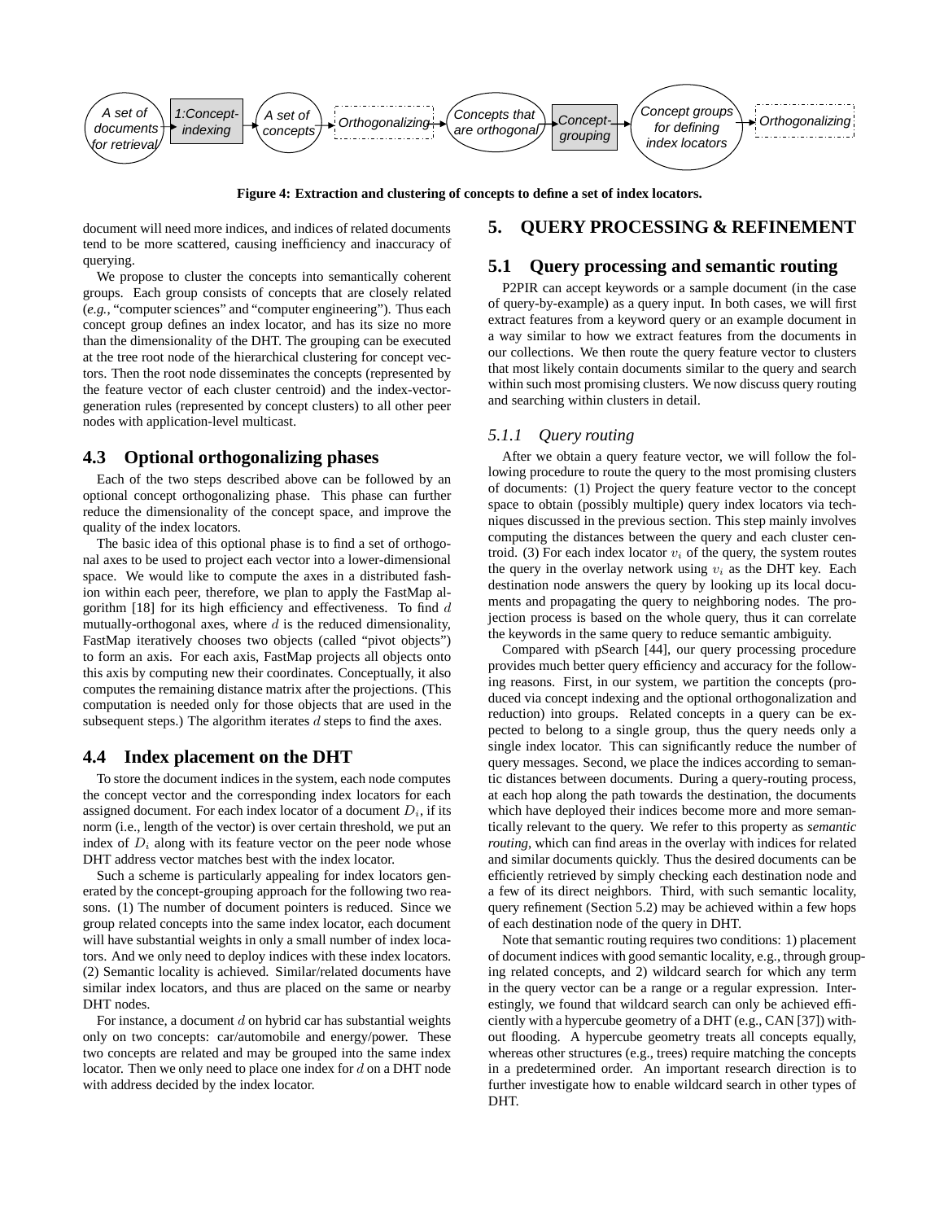A set of documents for retrieval → 1:Concept-indexing → A set of concepts → Orthogonalizing → Concepts that are orthogonal → Concept-grouping → Concept groups for defining index locators → Orthogonalizing

**Figure 4: Extraction and clustering of concepts to define a set of index locators.**

document will need more indices, and indices of related documents tend to be more scattered, causing inefficiency and inaccuracy of querying.

We propose to cluster the concepts into semantically coherent groups. Each group consists of concepts that are closely related (*e.g.*, "computer sciences" and "computer engineering"). Thus each concept group defines an index locator, and has its size no more than the dimensionality of the DHT. The grouping can be executed at the tree root node of the hierarchical clustering for concept vectors. Then the root node disseminates the concepts (represented by the feature vector of each cluster centroid) and the index-vector-generation rules (represented by concept clusters) to all other peer nodes with application-level multicast.

## 4.3 Optional orthogonalizing phases

Each of the two steps described above can be followed by an optional concept orthogonalizing phase. This phase can further reduce the dimensionality of the concept space, and improve the quality of the index locators.

The basic idea of this optional phase is to find a set of orthogonal axes to be used to project each vector into a lower-dimensional space. We would like to compute the axes in a distributed fashion within each peer, therefore, we plan to apply the FastMap algorithm [18] for its high efficiency and effectiveness. To find $d$ mutually-orthogonal axes, where $d$ is the reduced dimensionality, FastMap iteratively chooses two objects (called "pivot objects") to form an axis. For each axis, FastMap projects all objects onto this axis by computing new their coordinates. Conceptually, it also computes the remaining distance matrix after the projections. (This computation is needed only for those objects that are used in the subsequent steps.) The algorithm iterates $d$ steps to find the axes.

## 4.4 Index placement on the DHT

To store the document indices in the system, each node computes the concept vector and the corresponding index locators for each assigned document. For each index locator of a document $D_i$, if its norm (i.e., length of the vector) is over certain threshold, we put an index of $D_i$ along with its feature vector on the peer node whose DHT address vector matches best with the index locator.

Such a scheme is particularly appealing for index locators generated by the concept-grouping approach for the following two reasons. (1) The number of document pointers is reduced. Since we group related concepts into the same index locator, each document will have substantial weights in only a small number of index locators. And we only need to deploy indices with these index locators. (2) Semantic locality is achieved. Similar/related documents have similar index locators, and thus are placed on the same or nearby DHT nodes.

For instance, a document $d$ on hybrid car has substantial weights only on two concepts: car/automobile and energy/power. These two concepts are related and may be grouped into the same index locator. Then we only need to place one index for $d$ on a DHT node with address decided by the index locator.

# 5. QUERY PROCESSING & REFINEMENT

## 5.1 Query processing and semantic routing

P2PIR can accept keywords or a sample document (in the case of query-by-example) as a query input. In both cases, we will first extract features from a keyword query or an example document in a way similar to how we extract features from the documents in our collections. We then route the query feature vector to clusters that most likely contain documents similar to the query and search within such most promising clusters. We now discuss query routing and searching within clusters in detail.

### 5.1.1 *Query routing*

After we obtain a query feature vector, we will follow the following procedure to route the query to the most promising clusters of documents: (1) Project the query feature vector to the concept space to obtain (possibly multiple) query index locators via techniques discussed in the previous section. This step mainly involves computing the distances between the query and each cluster centroid. (3) For each index locator $v_i$ of the query, the system routes the query in the overlay network using $v_i$ as the DHT key. Each destination node answers the query by looking up its local documents and propagating the query to neighboring nodes. The projection process is based on the whole query, thus it can correlate the keywords in the same query to reduce semantic ambiguity.

Compared with pSearch [44], our query processing procedure provides much better query efficiency and accuracy for the following reasons. First, in our system, we partition the concepts (produced via concept indexing and the optional orthogonalization and reduction) into groups. Related concepts in a query can be expected to belong to a single group, thus the query needs only a single index locator. This can significantly reduce the number of query messages. Second, we place the indices according to semantic distances between documents. During a query-routing process, at each hop along the path towards the destination, the documents which have deployed their indices become more and more semantically relevant to the query. We refer to this property as *semantic routing*, which can find areas in the overlay with indices for related and similar documents quickly. Thus the desired documents can be efficiently retrieved by simply checking each destination node and a few of its direct neighbors. Third, with such semantic locality, query refinement (Section 5.2) may be achieved within a few hops of each destination node of the query in DHT.

Note that semantic routing requires two conditions: 1) placement of document indices with good semantic locality, e.g., through grouping related concepts, and 2) wildcard search for which any term in the query vector can be a range or a regular expression. Interestingly, we found that wildcard search can only be achieved efficiently with a hypercube geometry of a DHT (e.g., CAN [37]) without flooding. A hypercube geometry treats all concepts equally, whereas other structures (e.g., trees) require matching the concepts in a predetermined order. An important research direction is to further investigate how to enable wildcard search in other types of DHT.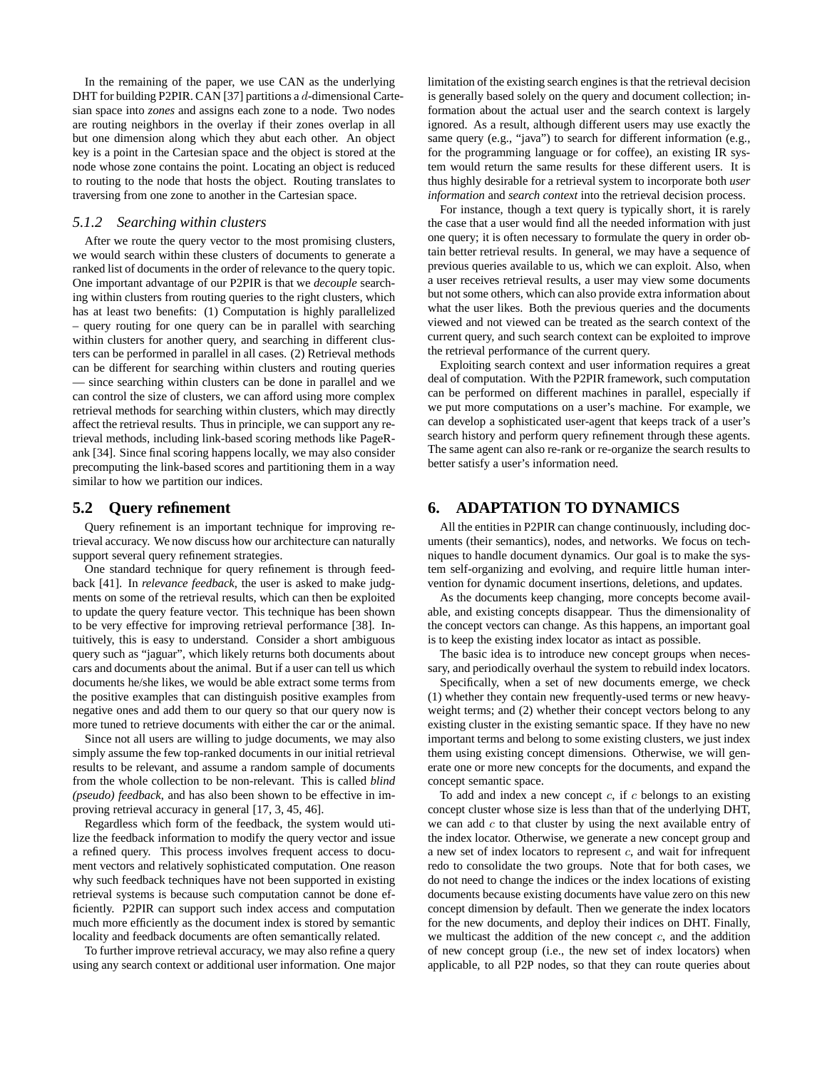In the remaining of the paper, we use CAN as the underlying DHT for building P2PIR. CAN [37] partitions a $d$-dimensional Cartesian space into *zones* and assigns each zone to a node. Two nodes are routing neighbors in the overlay if their zones overlap in all but one dimension along which they abut each other. An object key is a point in the Cartesian space and the object is stored at the node whose zone contains the point. Locating an object is reduced to routing to the node that hosts the object. Routing translates to traversing from one zone to another in the Cartesian space.

### 5.1.2 Searching within clusters

After we route the query vector to the most promising clusters, we would search within these clusters of documents to generate a ranked list of documents in the order of relevance to the query topic. One important advantage of our P2PIR is that we *decouple* searching within clusters from routing queries to the right clusters, which has at least two benefits: (1) Computation is highly parallelized – query routing for one query can be in parallel with searching within clusters for another query, and searching in different clusters can be performed in parallel in all cases. (2) Retrieval methods can be different for searching within clusters and routing queries — since searching within clusters can be done in parallel and we can control the size of clusters, we can afford using more complex retrieval methods for searching within clusters, which may directly affect the retrieval results. Thus in principle, we can support any retrieval methods, including link-based scoring methods like PageRank [34]. Since final scoring happens locally, we may also consider precomputing the link-based scores and partitioning them in a way similar to how we partition our indices.

## 5.2 Query refinement

Query refinement is an important technique for improving retrieval accuracy. We now discuss how our architecture can naturally support several query refinement strategies.

One standard technique for query refinement is through feedback [41]. In *relevance feedback*, the user is asked to make judgments on some of the retrieval results, which can then be exploited to update the query feature vector. This technique has been shown to be very effective for improving retrieval performance [38]. Intuitively, this is easy to understand. Consider a short ambiguous query such as "jaguar", which likely returns both documents about cars and documents about the animal. But if a user can tell us which documents he/she likes, we would be able extract some terms from the positive examples that can distinguish positive examples from negative ones and add them to our query so that our query now is more tuned to retrieve documents with either the car or the animal.

Since not all users are willing to judge documents, we may also simply assume the few top-ranked documents in our initial retrieval results to be relevant, and assume a random sample of documents from the whole collection to be non-relevant. This is called *blind (pseudo) feedback*, and has also been shown to be effective in improving retrieval accuracy in general [17, 3, 45, 46].

Regardless which form of the feedback, the system would utilize the feedback information to modify the query vector and issue a refined query. This process involves frequent access to document vectors and relatively sophisticated computation. One reason why such feedback techniques have not been supported in existing retrieval systems is because such computation cannot be done efficiently. P2PIR can support such index access and computation much more efficiently as the document index is stored by semantic locality and feedback documents are often semantically related.

To further improve retrieval accuracy, we may also refine a query using any search context or additional user information. One major limitation of the existing search engines is that the retrieval decision is generally based solely on the query and document collection; information about the actual user and the search context is largely ignored. As a result, although different users may use exactly the same query (e.g., "java") to search for different information (e.g., for the programming language or for coffee), an existing IR system would return the same results for these different users. It is thus highly desirable for a retrieval system to incorporate both *user information* and *search context* into the retrieval decision process.

For instance, though a text query is typically short, it is rarely the case that a user would find all the needed information with just one query; it is often necessary to formulate the query in order obtain better retrieval results. In general, we may have a sequence of previous queries available to us, which we can exploit. Also, when a user receives retrieval results, a user may view some documents but not some others, which can also provide extra information about what the user likes. Both the previous queries and the documents viewed and not viewed can be treated as the search context of the current query, and such search context can be exploited to improve the retrieval performance of the current query.

Exploiting search context and user information requires a great deal of computation. With the P2PIR framework, such computation can be performed on different machines in parallel, especially if we put more computations on a user's machine. For example, we can develop a sophisticated user-agent that keeps track of a user's search history and perform query refinement through these agents. The same agent can also re-rank or re-organize the search results to better satisfy a user's information need.

# 6. ADAPTATION TO DYNAMICS

All the entities in P2PIR can change continuously, including documents (their semantics), nodes, and networks. We focus on techniques to handle document dynamics. Our goal is to make the system self-organizing and evolving, and require little human intervention for dynamic document insertions, deletions, and updates.

As the documents keep changing, more concepts become available, and existing concepts disappear. Thus the dimensionality of the concept vectors can change. As this happens, an important goal is to keep the existing index locator as intact as possible.

The basic idea is to introduce new concept groups when necessary, and periodically overhaul the system to rebuild index locators.

Specifically, when a set of new documents emerge, we check (1) whether they contain new frequently-used terms or new heavy-weight terms; and (2) whether their concept vectors belong to any existing cluster in the existing semantic space. If they have no new important terms and belong to some existing clusters, we just index them using existing concept dimensions. Otherwise, we will generate one or more new concepts for the documents, and expand the concept semantic space.

To add and index a new concept $c$, if $c$ belongs to an existing concept cluster whose size is less than that of the underlying DHT, we can add $c$ to that cluster by using the next available entry of the index locator. Otherwise, we generate a new concept group and a new set of index locators to represent $c$, and wait for infrequent redo to consolidate the two groups. Note that for both cases, we do not need to change the indices or the index locations of existing documents because existing documents have value zero on this new concept dimension by default. Then we generate the index locators for the new documents, and deploy their indices on DHT. Finally, we multicast the addition of the new concept $c$, and the addition of new concept group (i.e., the new set of index locators) when applicable, to all P2P nodes, so that they can route queries about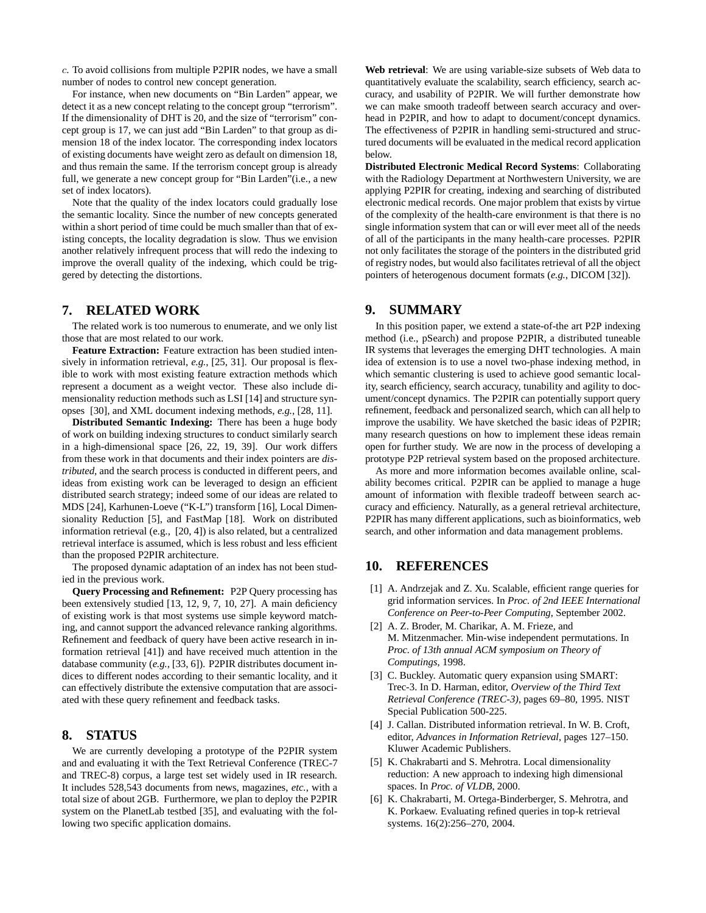$c$. To avoid collisions from multiple P2PIR nodes, we have a small number of nodes to control new concept generation.

For instance, when new documents on "Bin Larden" appear, we detect it as a new concept relating to the concept group "terrorism". If the dimensionality of DHT is 20, and the size of "terrorism" concept group is 17, we can just add "Bin Larden" to that group as dimension 18 of the index locator. The corresponding index locators of existing documents have weight zero as default on dimension 18, and thus remain the same. If the terrorism concept group is already full, we generate a new concept group for "Bin Larden"(i.e., a new set of index locators).

Note that the quality of the index locators could gradually lose the semantic locality. Since the number of new concepts generated within a short period of time could be much smaller than that of existing concepts, the locality degradation is slow. Thus we envision another relatively infrequent process that will redo the indexing to improve the overall quality of the indexing, which could be triggered by detecting the distortions.

## 7. RELATED WORK

The related work is too numerous to enumerate, and we only list those that are most related to our work.

**Feature Extraction:** Feature extraction has been studied intensively in information retrieval, *e.g.*, [25, 31]. Our proposal is flexible to work with most existing feature extraction methods which represent a document as a weight vector. These also include dimensionality reduction methods such as LSI [14] and structure synopses [30], and XML document indexing methods, *e.g.*, [28, 11].

**Distributed Semantic Indexing:** There has been a huge body of work on building indexing structures to conduct similarly search in a high-dimensional space [26, 22, 19, 39]. Our work differs from these work in that documents and their index pointers are *distributed*, and the search process is conducted in different peers, and ideas from existing work can be leveraged to design an efficient distributed search strategy; indeed some of our ideas are related to MDS [24], Karhunen-Loeve ("K-L") transform [16], Local Dimensionality Reduction [5], and FastMap [18]. Work on distributed information retrieval (e.g., [20, 4]) is also related, but a centralized retrieval interface is assumed, which is less robust and less efficient than the proposed P2PIR architecture.

The proposed dynamic adaptation of an index has not been studied in the previous work.

**Query Processing and Refinement:** P2P Query processing has been extensively studied [13, 12, 9, 7, 10, 27]. A main deficiency of existing work is that most systems use simple keyword matching, and cannot support the advanced relevance ranking algorithms. Refinement and feedback of query have been active research in information retrieval [41]) and have received much attention in the database community (*e.g.*, [33, 6]). P2PIR distributes document indices to different nodes according to their semantic locality, and it can effectively distribute the extensive computation that are associated with these query refinement and feedback tasks.

## 8. STATUS

We are currently developing a prototype of the P2PIR system and and evaluating it with the Text Retrieval Conference (TREC-7 and TREC-8) corpus, a large test set widely used in IR research. It includes 528,543 documents from news, magazines, *etc.*, with a total size of about 2GB. Furthermore, we plan to deploy the P2PIR system on the PlanetLab testbed [35], and evaluating with the following two specific application domains.

**Web retrieval**: We are using variable-size subsets of Web data to quantitatively evaluate the scalability, search efficiency, search accuracy, and usability of P2PIR. We will further demonstrate how we can make smooth tradeoff between search accuracy and overhead in P2PIR, and how to adapt to document/concept dynamics. The effectiveness of P2PIR in handling semi-structured and structured documents will be evaluated in the medical record application below.

**Distributed Electronic Medical Record Systems**: Collaborating with the Radiology Department at Northwestern University, we are applying P2PIR for creating, indexing and searching of distributed electronic medical records. One major problem that exists by virtue of the complexity of the health-care environment is that there is no single information system that can or will ever meet all of the needs of all of the participants in the many health-care processes. P2PIR not only facilitates the storage of the pointers in the distributed grid of registry nodes, but would also facilitates retrieval of all the object pointers of heterogenous document formats (*e.g.*, DICOM [32]).

## 9. SUMMARY

In this position paper, we extend a state-of-the art P2P indexing method (i.e., pSearch) and propose P2PIR, a distributed tuneable IR systems that leverages the emerging DHT technologies. A main idea of extension is to use a novel two-phase indexing method, in which semantic clustering is used to achieve good semantic locality, search efficiency, search accuracy, tunability and agility to document/concept dynamics. The P2PIR can potentially support query refinement, feedback and personalized search, which can all help to improve the usability. We have sketched the basic ideas of P2PIR; many research questions on how to implement these ideas remain open for further study. We are now in the process of developing a prototype P2P retrieval system based on the proposed architecture.

As more and more information becomes available online, scalability becomes critical. P2PIR can be applied to manage a huge amount of information with flexible tradeoff between search accuracy and efficiency. Naturally, as a general retrieval architecture, P2PIR has many different applications, such as bioinformatics, web search, and other information and data management problems.

## 10. REFERENCES

[1] A. Andrzejak and Z. Xu. Scalable, efficient range queries for grid information services. In *Proc. of 2nd IEEE International Conference on Peer-to-Peer Computing*, September 2002.

[2] A. Z. Broder, M. Charikar, A. M. Frieze, and M. Mitzenmacher. Min-wise independent permutations. In *Proc. of 13th annual ACM symposium on Theory of Computings*, 1998.

[3] C. Buckley. Automatic query expansion using SMART: Trec-3. In D. Harman, editor, *Overview of the Third Text Retrieval Conference (TREC-3)*, pages 69–80, 1995. NIST Special Publication 500-225.

[4] J. Callan. Distributed information retrieval. In W. B. Croft, editor, *Advances in Information Retrieval*, pages 127–150. Kluwer Academic Publishers.

[5] K. Chakrabarti and S. Mehrotra. Local dimensionality reduction: A new approach to indexing high dimensional spaces. In *Proc. of VLDB*, 2000.

[6] K. Chakrabarti, M. Ortega-Binderberger, S. Mehrotra, and K. Porkaew. Evaluating refined queries in top-k retrieval systems. 16(2):256–270, 2004.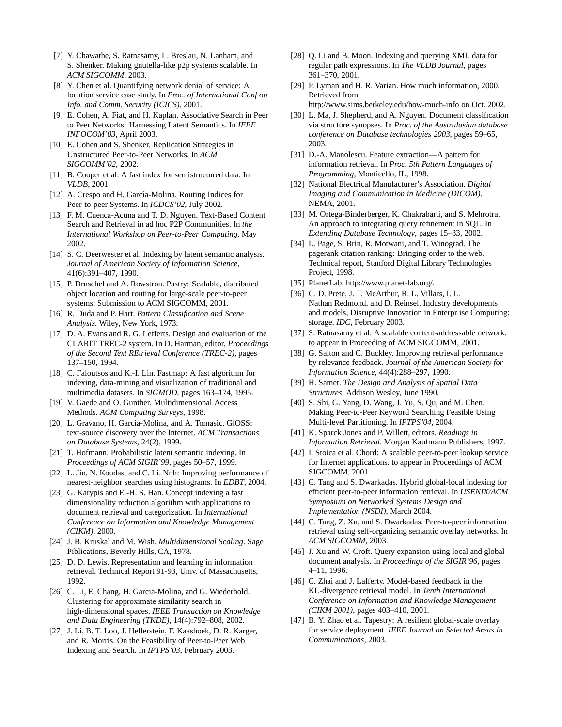[7] Y. Chawathe, S. Ratnasamy, L. Breslau, N. Lanham, and S. Shenker. Making gnutella-like p2p systems scalable. In *ACM SIGCOMM*, 2003.

[8] Y. Chen et al. Quantifying network denial of service: A location service case study. In *Proc. of International Conf on Info. and Comm. Security (ICICS)*, 2001.

[9] E. Cohen, A. Fiat, and H. Kaplan. Associative Search in Peer to Peer Networks: Harnessing Latent Semantics. In *IEEE INFOCOM'03*, April 2003.

[10] E. Cohen and S. Shenker. Replication Strategies in Unstructured Peer-to-Peer Networks. In *ACM SIGCOMM'02*, 2002.

[11] B. Cooper et al. A fast index for semistructured data. In *VLDB*, 2001.

[12] A. Crespo and H. García-Molina. Routing Indices for Peer-to-peer Systems. In *ICDCS'02*, July 2002.

[13] F. M. Cuenca-Acuna and T. D. Nguyen. Text-Based Content Search and Retrieval in ad hoc P2P Communities. In *the International Workshop on Peer-to-Peer Computing*, May 2002.

[14] S. C. Deerwester et al. Indexing by latent semantic analysis. *Journal of American Society of Information Science*, 41(6):391–407, 1990.

[15] P. Druschel and A. Rowstron. Pastry: Scalable, distributed object location and routing for large-scale peer-to-peer systems. Submission to ACM SIGCOMM, 2001.

[16] R. Duda and P. Hart. *Pattern Classification and Scene Analysis*. Wiley, New York, 1973.

[17] D. A. Evans and R. G. Lefferts. Design and evaluation of the CLARIT TREC-2 system. In D. Harman, editor, *Proceedings of the Second Text REtrieval Conference (TREC-2)*, pages 137–150, 1994.

[18] C. Faloutsos and K.-I. Lin. Fastmap: A fast algorithm for indexing, data-mining and visualization of traditional and multimedia datasets. In *SIGMOD*, pages 163–174, 1995.

[19] V. Gaede and O. Gunther. Multidimensional Access Methods. *ACM Computing Surveys*, 1998.

[20] L. Gravano, H. García-Molina, and A. Tomasic. GlOSS: text-source discovery over the Internet. *ACM Transactions on Database Systems*, 24(2), 1999.

[21] T. Hofmann. Probabilistic latent semantic indexing. In *Proceedings of ACM SIGIR'99*, pages 50–57, 1999.

[22] L. Jin, N. Koudas, and C. Li. Nnh: Improving performance of nearest-neighbor searches using histograms. In *EDBT*, 2004.

[23] G. Karypis and E.-H. S. Han. Concept indexing a fast dimensionality reduction algorithm with applications to document retrieval and categorization. In *International Conference on Information and Knowledge Management (CIKM)*, 2000.

[24] J. B. Kruskal and M. Wish. *Multidimensional Scaling*. Sage Piblications, Beverly Hills, CA, 1978.

[25] D. D. Lewis. Representation and learning in information retrieval. Technical Report 91-93, Univ. of Massachusetts, 1992.

[26] C. Li, E. Chang, H. Garcia-Molina, and G. Wiederhold. Clustering for approximate similarity search in high-dimensional spaces. *IEEE Transaction on Knowledge and Data Engineering (TKDE)*, 14(4):792–808, 2002.

[27] J. Li, B. T. Loo, J. Hellerstein, F. Kaashoek, D. R. Karger, and R. Morris. On the Feasibility of Peer-to-Peer Web Indexing and Search. In *IPTPS'03*, February 2003.

[28] Q. Li and B. Moon. Indexing and querying XML data for regular path expressions. In *The VLDB Journal*, pages 361–370, 2001.

[29] P. Lyman and H. R. Varian. How much information, 2000. Retrieved from http://www.sims.berkeley.edu/how-much-info on Oct. 2002.

[30] L. Ma, J. Shepherd, and A. Nguyen. Document classification via structure synopses. In *Proc. of the Australasian database conference on Database technologies 2003*, pages 59–65, 2003.

[31] D.-A. Manolescu. Feature extraction—A pattern for information retrieval. In *Proc. 5th Pattern Languages of Programming*, Monticello, IL, 1998.

[32] National Electrical Manufacturer's Association. *Digital Imaging and Communication in Medicine (DICOM)*. NEMA, 2001.

[33] M. Ortega-Binderberger, K. Chakrabarti, and S. Mehrotra. An approach to integrating query refinement in SQL. In *Extending Database Technology*, pages 15–33, 2002.

[34] L. Page, S. Brin, R. Motwani, and T. Winograd. The pagerank citation ranking: Bringing order to the web. Technical report, Stanford Digital Library Technologies Project, 1998.

[35] PlanetLab. http://www.planet-lab.org/.

[36] C. D. Prete, J. T. McArthur, R. L. Villars, I. L. Nathan Redmond, and D. Reinsel. Industry developments and models, Disruptive Innovation in Enterpr ise Computing: storage. *IDC*, February 2003.

[37] S. Ratnasamy et al. A scalable content-addressable network. to appear in Proceeding of ACM SIGCOMM, 2001.

[38] G. Salton and C. Buckley. Improving retrieval performance by relevance feedback. *Journal of the American Society for Information Science*, 44(4):288–297, 1990.

[39] H. Samet. *The Design and Analysis of Spatial Data Structures*. Addison Wesley, June 1990.

[40] S. Shi, G. Yang, D. Wang, J. Yu, S. Qu, and M. Chen. Making Peer-to-Peer Keyword Searching Feasible Using Multi-level Partitioning. In *IPTPS'04*, 2004.

[41] K. Sparck Jones and P. Willett, editors. *Readings in Information Retrieval*. Morgan Kaufmann Publishers, 1997.

[42] I. Stoica et al. Chord: A scalable peer-to-peer lookup service for Internet applications. to appear in Proceedings of ACM SIGCOMM, 2001.

[43] C. Tang and S. Dwarkadas. Hybrid global-local indexing for efficient peer-to-peer information retrieval. In *USENIX/ACM Symposium on Networked Systems Design and Implementation (NSDI)*, March 2004.

[44] C. Tang, Z. Xu, and S. Dwarkadas. Peer-to-peer information retrieval using self-organizing semantic overlay networks. In *ACM SIGCOMM*, 2003.

[45] J. Xu and W. Croft. Query expansion using local and global document analysis. In *Proceedings of the SIGIR'96*, pages 4–11, 1996.

[46] C. Zhai and J. Lafferty. Model-based feedback in the KL-divergence retrieval model. In *Tenth International Conference on Information and Knowledge Management (CIKM 2001)*, pages 403–410, 2001.

[47] B. Y. Zhao et al. Tapestry: A resilient global-scale overlay for service deployment. *IEEE Journal on Selected Areas in Communications*, 2003.